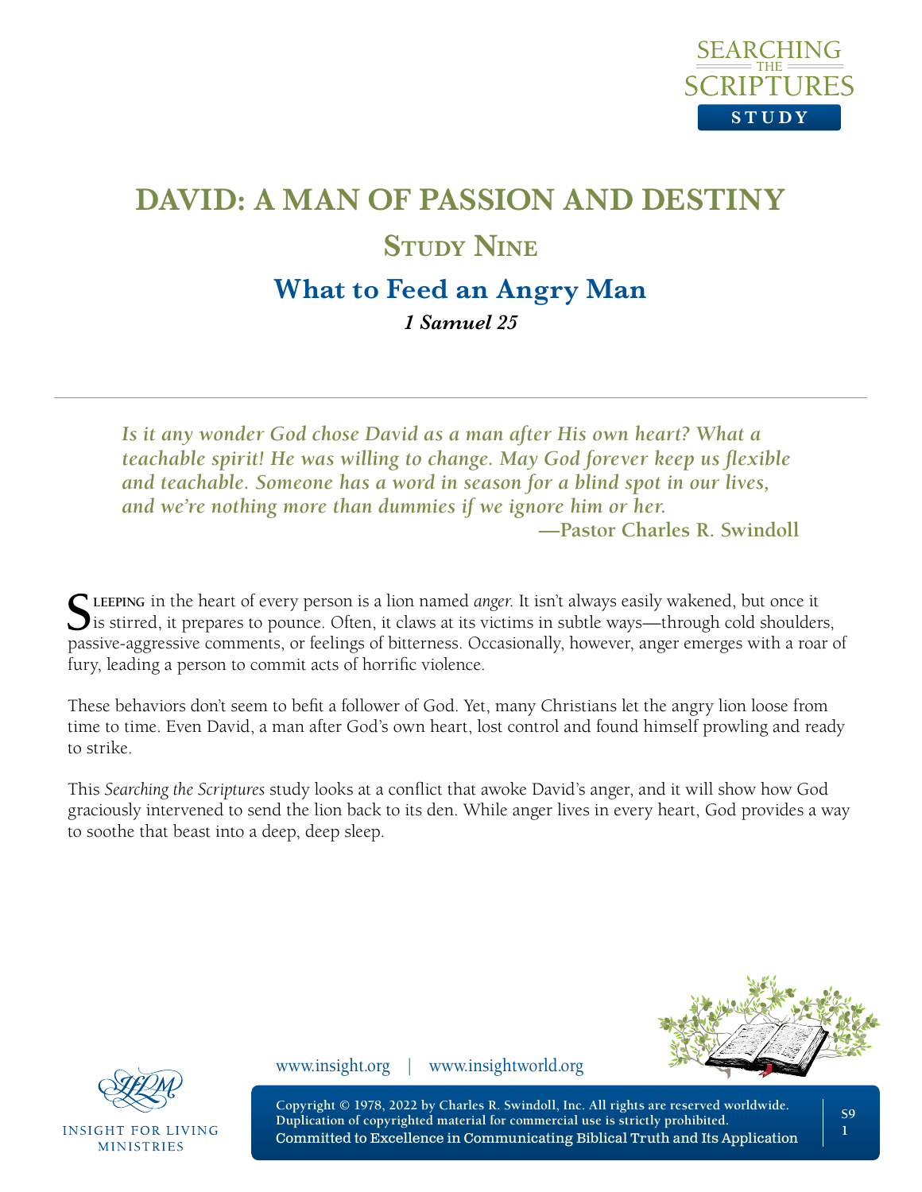# DAVID: A MAN OF PASSION AND DESTINY

## Study Nine

## What to Feed an Angry Man

***1 Samuel 25***

---

> ***Is it any wonder God chose David as a man after His own heart? What a teachable spirit! He was willing to change. May God forever keep us flexible and teachable. Someone has a word in season for a blind spot in our lives, and we're nothing more than dummies if we ignore him or her.***
>
> **—Pastor Charles R. Swindoll**

**Sleeping** in the heart of every person is a lion named *anger.* It isn't always easily wakened, but once it is stirred, it prepares to pounce. Often, it claws at its victims in subtle ways—through cold shoulders, passive-aggressive comments, or feelings of bitterness. Occasionally, however, anger emerges with a roar of fury, leading a person to commit acts of horrific violence.

These behaviors don't seem to befit a follower of God. Yet, many Christians let the angry lion loose from time to time. Even David, a man after God's own heart, lost control and found himself prowling and ready to strike.

This *Searching the Scriptures* study looks at a conflict that awoke David's anger, and it will show how God graciously intervened to send the lion back to its den. While anger lives in every heart, God provides a way to soothe that beast into a deep, deep sleep.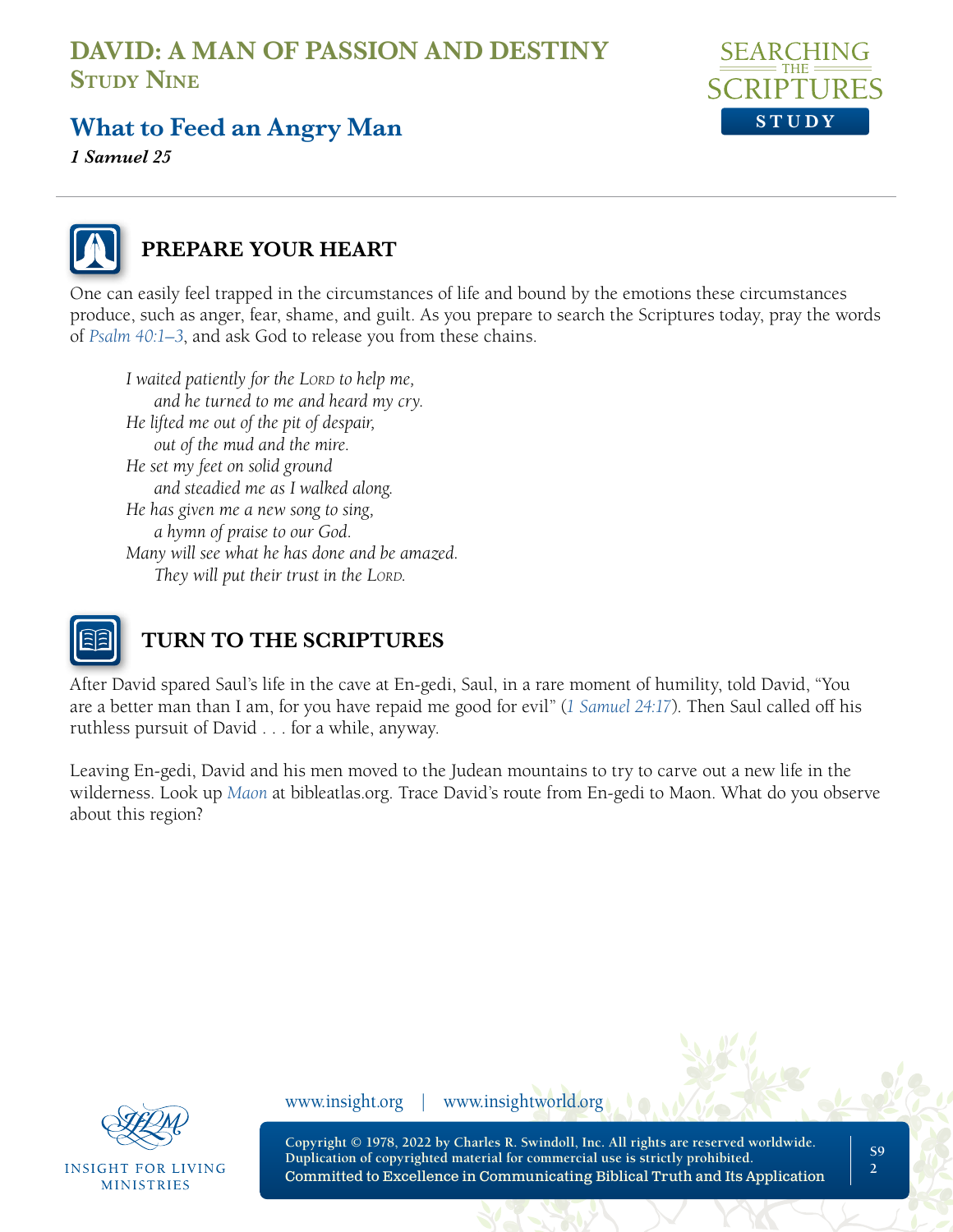# DAVID: A MAN OF PASSION AND DESTINY
## Study Nine

## What to Feed an Angry Man

***1 Samuel 25***

### PREPARE YOUR HEART

One can easily feel trapped in the circumstances of life and bound by the emotions these circumstances produce, such as anger, fear, shame, and guilt. As you prepare to search the Scriptures today, pray the words of *Psalm 40:1–3*, and ask God to release you from these chains.

> *I waited patiently for the Lord to help me,*
> *and he turned to me and heard my cry.*
> *He lifted me out of the pit of despair,*
> *out of the mud and the mire.*
> *He set my feet on solid ground*
> *and steadied me as I walked along.*
> *He has given me a new song to sing,*
> *a hymn of praise to our God.*
> *Many will see what he has done and be amazed.*
> *They will put their trust in the Lord.*

### TURN TO THE SCRIPTURES

After David spared Saul's life in the cave at En-gedi, Saul, in a rare moment of humility, told David, "You are a better man than I am, for you have repaid me good for evil" (*1 Samuel 24:17*). Then Saul called off his ruthless pursuit of David . . . for a while, anyway.

Leaving En-gedi, David and his men moved to the Judean mountains to try to carve out a new life in the wilderness. Look up *Maon* at bibleatlas.org. Trace David's route from En-gedi to Maon. What do you observe about this region?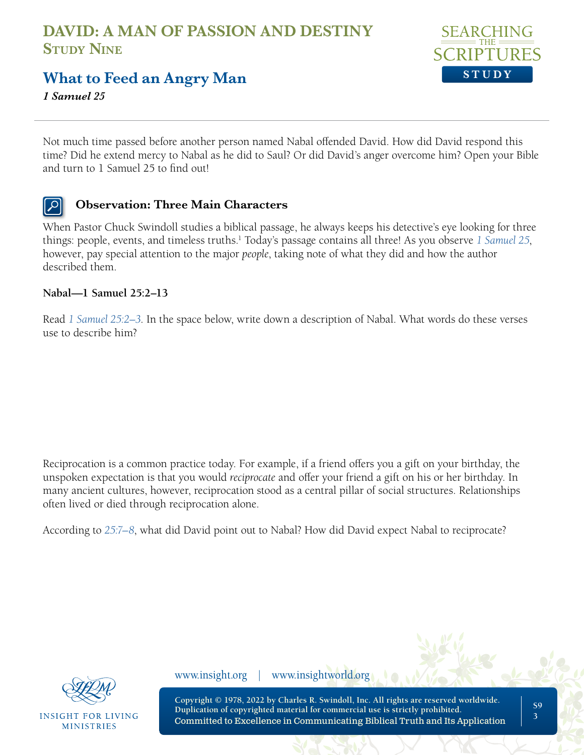# DAVID: A MAN OF PASSION AND DESTINY
## Study Nine

## What to Feed an Angry Man

*1 Samuel 25*

Not much time passed before another person named Nabal offended David. How did David respond this time? Did he extend mercy to Nabal as he did to Saul? Or did David's anger overcome him? Open your Bible and turn to 1 Samuel 25 to find out!

### Observation: Three Main Characters

When Pastor Chuck Swindoll studies a biblical passage, he always keeps his detective's eye looking for three things: people, events, and timeless truths.[1] Today's passage contains all three! As you observe *1 Samuel 25*, however, pay special attention to the major *people*, taking note of what they did and how the author described them.

**Nabal—1 Samuel 25:2–13**

Read *1 Samuel 25:2–3*. In the space below, write down a description of Nabal. What words do these verses use to describe him?

Reciprocation is a common practice today. For example, if a friend offers you a gift on your birthday, the unspoken expectation is that you would *reciprocate* and offer your friend a gift on his or her birthday. In many ancient cultures, however, reciprocation stood as a central pillar of social structures. Relationships often lived or died through reciprocation alone.

According to *25:7–8*, what did David point out to Nabal? How did David expect Nabal to reciprocate?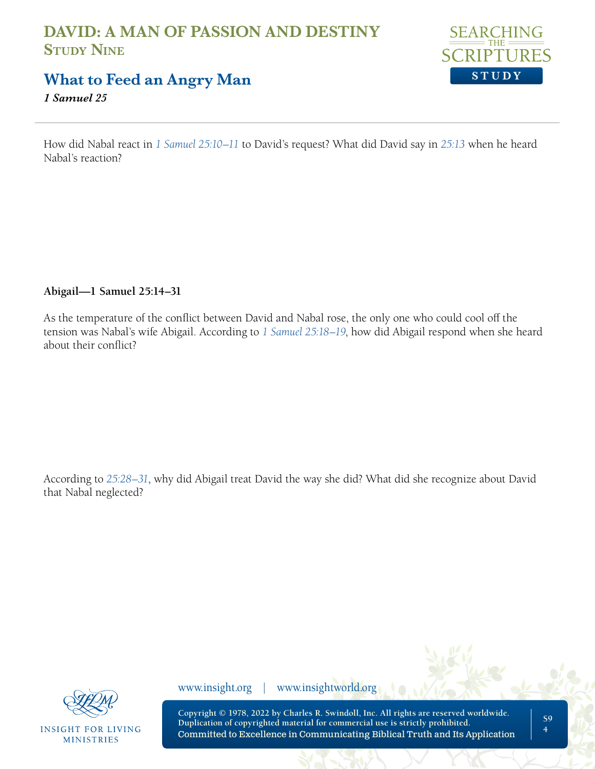How did Nabal react in *1 Samuel 25:10–11* to David's request? What did David say in *25:13* when he heard Nabal's reaction?

**Abigail—1 Samuel 25:14–31**

As the temperature of the conflict between David and Nabal rose, the only one who could cool off the tension was Nabal's wife Abigail. According to *1 Samuel 25:18–19*, how did Abigail respond when she heard about their conflict?

According to *25:28–31*, why did Abigail treat David the way she did? What did she recognize about David that Nabal neglected?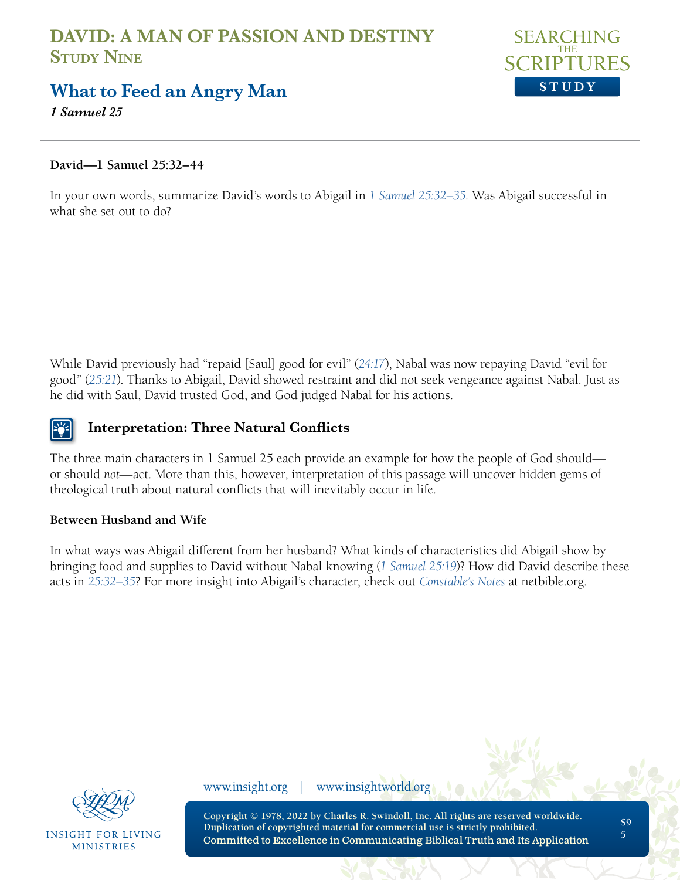**David—1 Samuel 25:32–44**

In your own words, summarize David's words to Abigail in *1 Samuel 25:32–35*. Was Abigail successful in what she set out to do?

While David previously had "repaid [Saul] good for evil" (*24:17*), Nabal was now repaying David "evil for good" (*25:21*). Thanks to Abigail, David showed restraint and did not seek vengeance against Nabal. Just as he did with Saul, David trusted God, and God judged Nabal for his actions.

### Interpretation: Three Natural Conflicts

The three main characters in 1 Samuel 25 each provide an example for how the people of God should—or should *not*—act. More than this, however, interpretation of this passage will uncover hidden gems of theological truth about natural conflicts that will inevitably occur in life.

**Between Husband and Wife**

In what ways was Abigail different from her husband? What kinds of characteristics did Abigail show by bringing food and supplies to David without Nabal knowing (*1 Samuel 25:19*)? How did David describe these acts in *25:32–35*? For more insight into Abigail's character, check out *Constable's Notes* at netbible.org.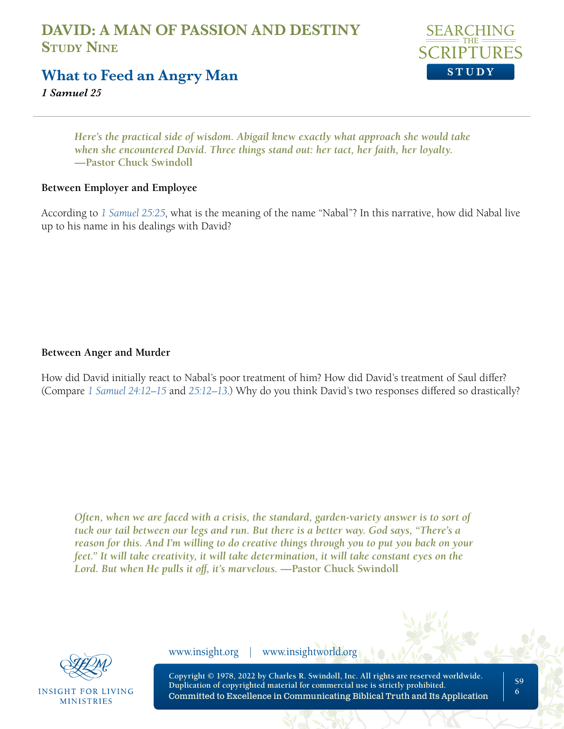# DAVID: A MAN OF PASSION AND DESTINY
## Study Nine

## What to Feed an Angry Man

***1 Samuel 25***

> ***Here's the practical side of wisdom. Abigail knew exactly what approach she would take when she encountered David. Three things stand out: her tact, her faith, her loyalty.***
> **—Pastor Chuck Swindoll**

**Between Employer and Employee**

According to *1 Samuel 25:25*, what is the meaning of the name "Nabal"? In this narrative, how did Nabal live up to his name in his dealings with David?

**Between Anger and Murder**

How did David initially react to Nabal's poor treatment of him? How did David's treatment of Saul differ? (Compare *1 Samuel 24:12–15* and *25:12–13*.) Why do you think David's two responses differed so drastically?

> ***Often, when we are faced with a crisis, the standard, garden-variety answer is to sort of tuck our tail between our legs and run. But there is a better way. God says, "There's a reason for this. And I'm willing to do creative things through you to put you back on your feet." It will take creativity, it will take determination, it will take constant eyes on the Lord. But when He pulls it off, it's marvelous.*** **—Pastor Chuck Swindoll**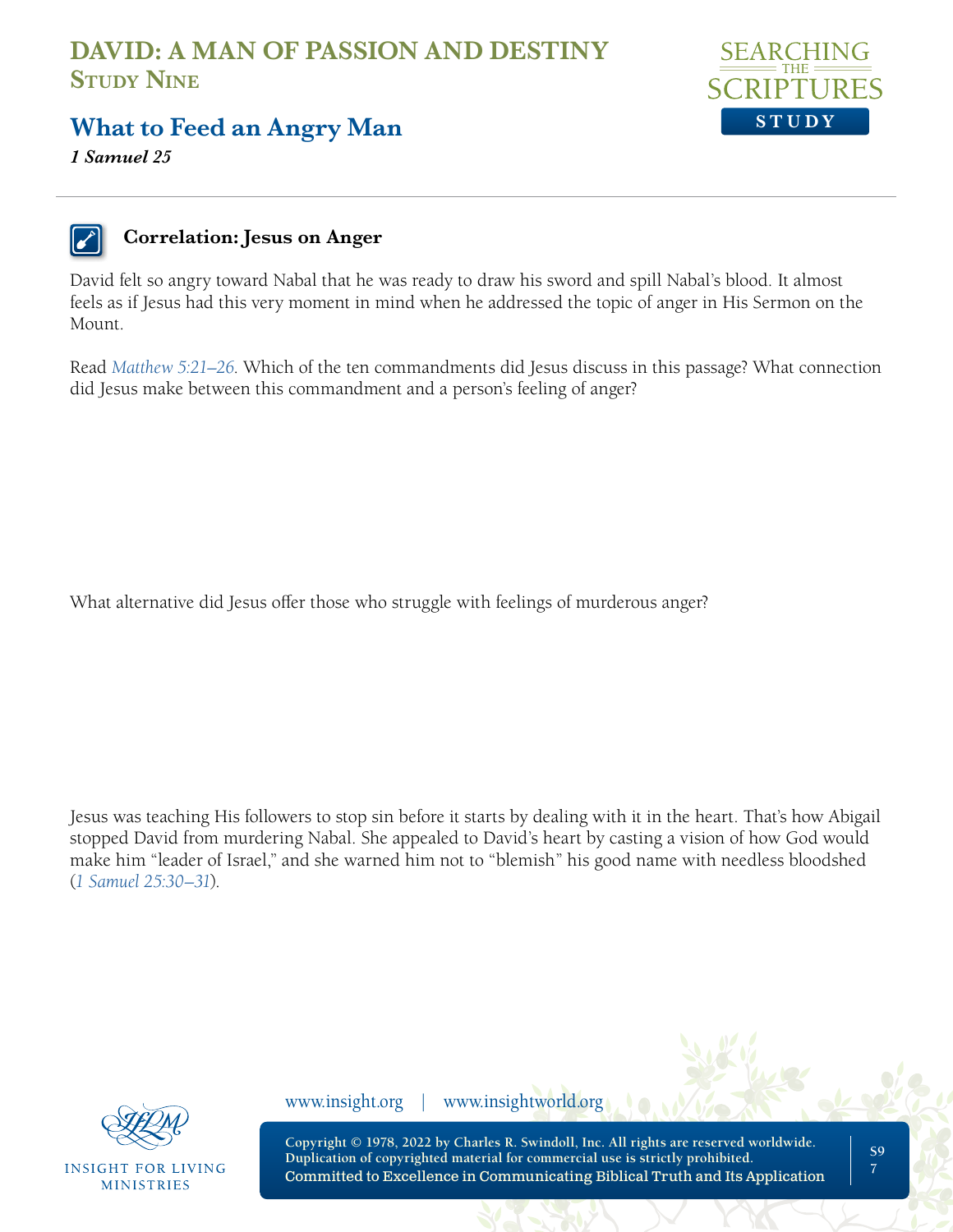### Correlation: Jesus on Anger

David felt so angry toward Nabal that he was ready to draw his sword and spill Nabal's blood. It almost feels as if Jesus had this very moment in mind when he addressed the topic of anger in His Sermon on the Mount.

Read *Matthew 5:21–26*. Which of the ten commandments did Jesus discuss in this passage? What connection did Jesus make between this commandment and a person's feeling of anger?

What alternative did Jesus offer those who struggle with feelings of murderous anger?

Jesus was teaching His followers to stop sin before it starts by dealing with it in the heart. That's how Abigail stopped David from murdering Nabal. She appealed to David's heart by casting a vision of how God would make him "leader of Israel," and she warned him not to "blemish" his good name with needless bloodshed (*1 Samuel 25:30–31*).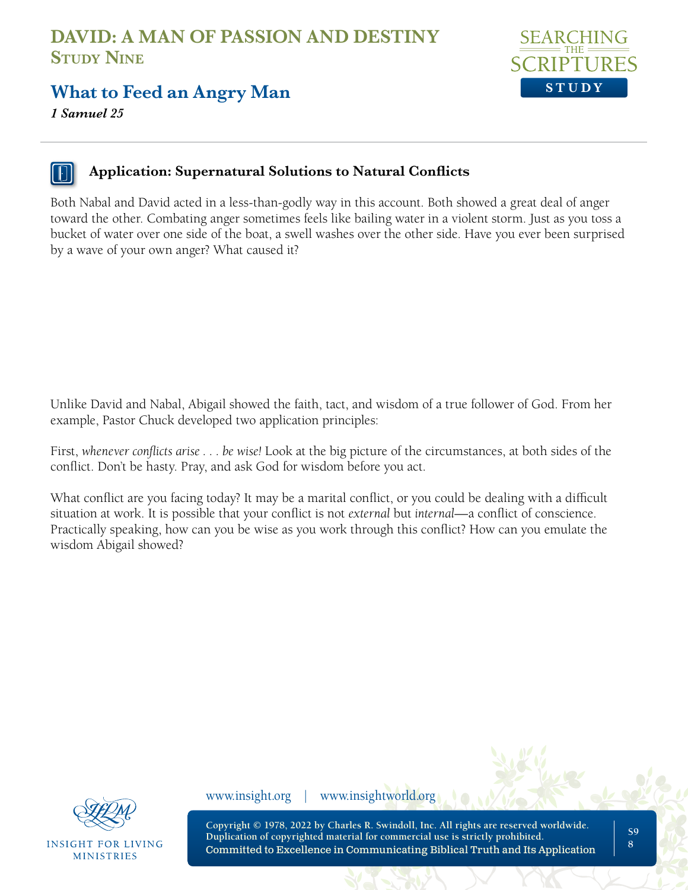## Application: Supernatural Solutions to Natural Conflicts

Both Nabal and David acted in a less-than-godly way in this account. Both showed a great deal of anger toward the other. Combating anger sometimes feels like bailing water in a violent storm. Just as you toss a bucket of water over one side of the boat, a swell washes over the other side. Have you ever been surprised by a wave of your own anger? What caused it?

Unlike David and Nabal, Abigail showed the faith, tact, and wisdom of a true follower of God. From her example, Pastor Chuck developed two application principles:

First, *whenever conflicts arise . . . be wise!* Look at the big picture of the circumstances, at both sides of the conflict. Don't be hasty. Pray, and ask God for wisdom before you act.

What conflict are you facing today? It may be a marital conflict, or you could be dealing with a difficult situation at work. It is possible that your conflict is not *external* but *internal*—a conflict of conscience. Practically speaking, how can you be wise as you work through this conflict? How can you emulate the wisdom Abigail showed?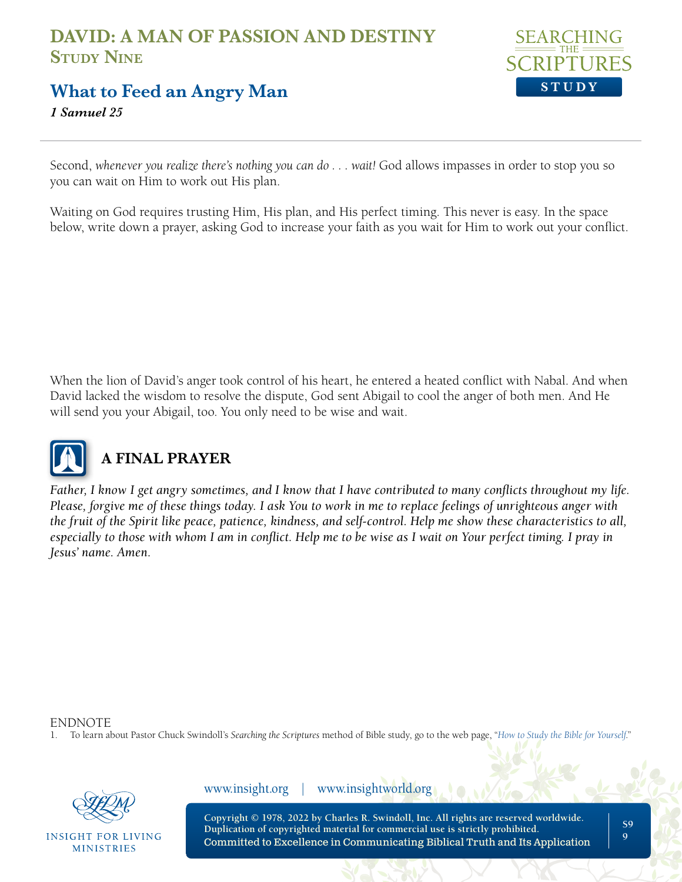Second, *whenever you realize there's nothing you can do . . . wait!* God allows impasses in order to stop you so you can wait on Him to work out His plan.

Waiting on God requires trusting Him, His plan, and His perfect timing. This never is easy. In the space below, write down a prayer, asking God to increase your faith as you wait for Him to work out your conflict.

When the lion of David's anger took control of his heart, he entered a heated conflict with Nabal. And when David lacked the wisdom to resolve the dispute, God sent Abigail to cool the anger of both men. And He will send you your Abigail, too. You only need to be wise and wait.

## A FINAL PRAYER

*Father, I know I get angry sometimes, and I know that I have contributed to many conflicts throughout my life. Please, forgive me of these things today. I ask You to work in me to replace feelings of unrighteous anger with the fruit of the Spirit like peace, patience, kindness, and self-control. Help me show these characteristics to all, especially to those with whom I am in conflict. Help me to be wise as I wait on Your perfect timing. I pray in Jesus' name. Amen.*

ENDNOTE

1. To learn about Pastor Chuck Swindoll's *Searching the Scriptures* method of Bible study, go to the web page, "*How to Study the Bible for Yourself*."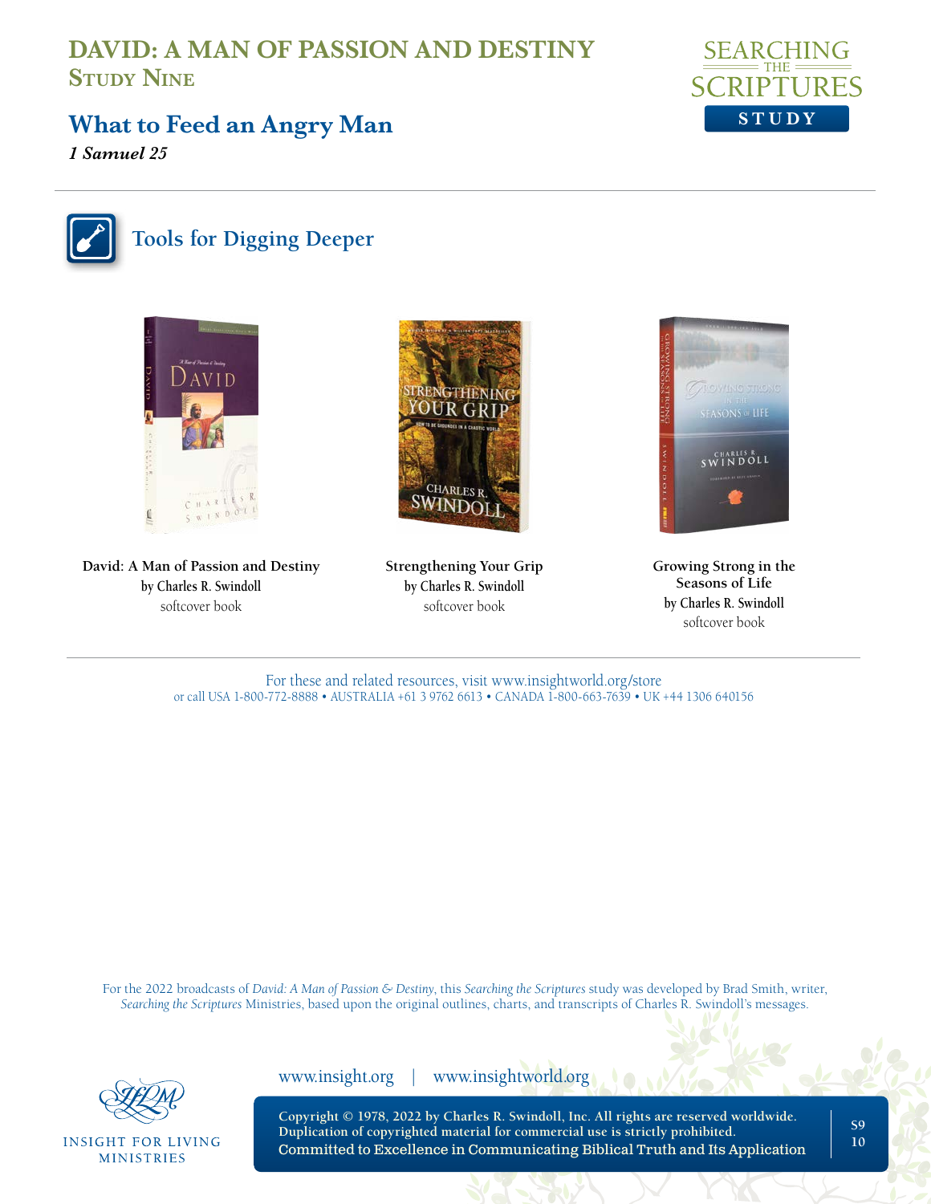# DAVID: A MAN OF PASSION AND DESTINY

## Study Nine

## What to Feed an Angry Man

*1 Samuel 25*

SEARCHING THE SCRIPTURES STUDY

### Tools for Digging Deeper

**David: A Man of Passion and Destiny**
by Charles R. Swindoll
softcover book

**Strengthening Your Grip**
by Charles R. Swindoll
softcover book

**Growing Strong in the Seasons of Life**
by Charles R. Swindoll
softcover book

For these and related resources, visit www.insightworld.org/store
or call USA 1-800-772-8888 • AUSTRALIA +61 3 9762 6613 • CANADA 1-800-663-7639 • UK +44 1306 640156

For the 2022 broadcasts of *David: A Man of Passion & Destiny*, this *Searching the Scriptures* study was developed by Brad Smith, writer, *Searching the Scriptures* Ministries, based upon the original outlines, charts, and transcripts of Charles R. Swindoll's messages.

INSIGHT FOR LIVING MINISTRIES

www.insight.org | www.insightworld.org

Copyright © 1978, 2022 by Charles R. Swindoll, Inc. All rights are reserved worldwide. Duplication of copyrighted material for commercial use is strictly prohibited.
Committed to Excellence in Communicating Biblical Truth and Its Application